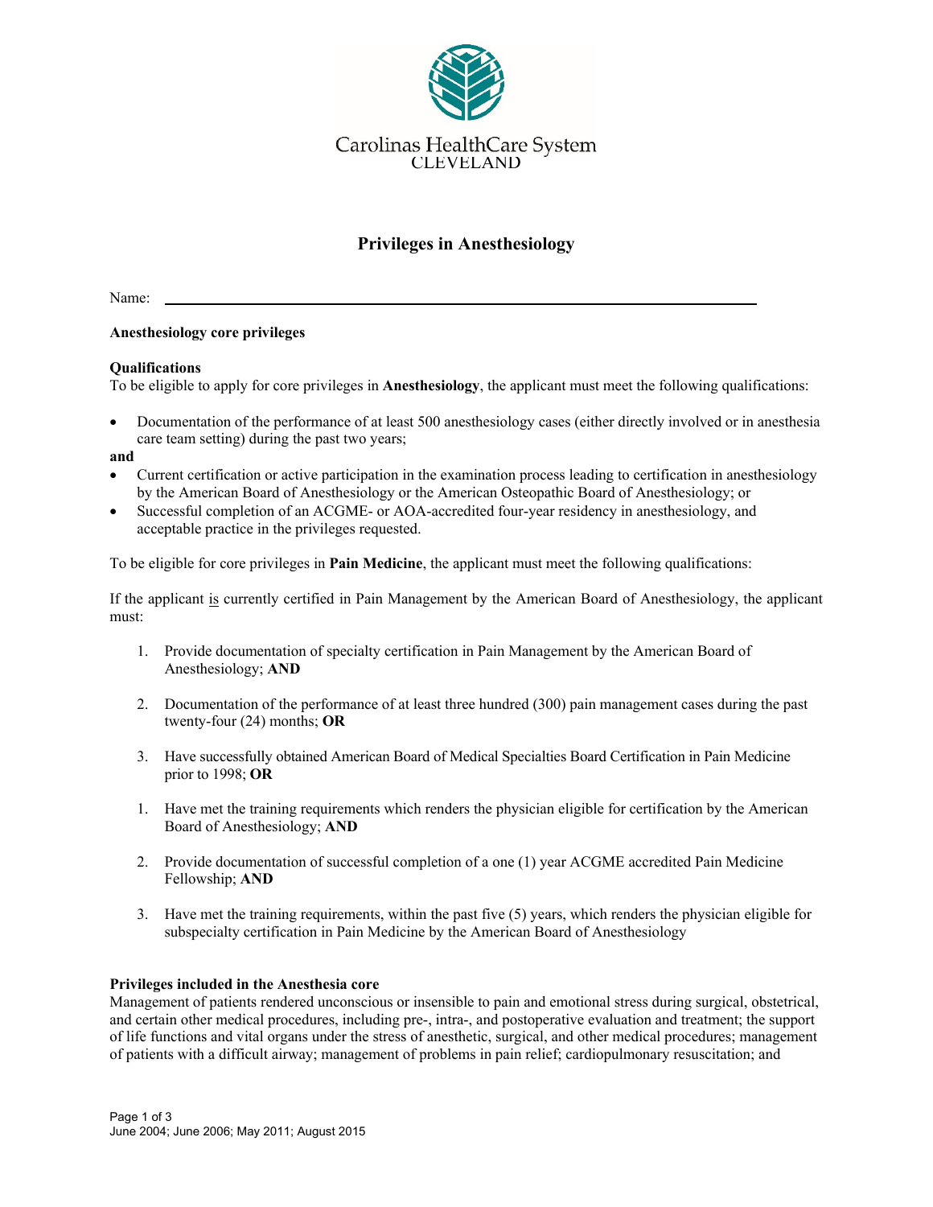Carolinas HealthCare System
CLEVELAND

# Privileges in Anesthesiology

Name: ______________________________________________

**Anesthesiology core privileges**

**Qualifications**
To be eligible to apply for core privileges in **Anesthesiology**, the applicant must meet the following qualifications:

- Documentation of the performance of at least 500 anesthesiology cases (either directly involved or in anesthesia care team setting) during the past two years;

**and**

- Current certification or active participation in the examination process leading to certification in anesthesiology by the American Board of Anesthesiology or the American Osteopathic Board of Anesthesiology; or
- Successful completion of an ACGME- or AOA-accredited four-year residency in anesthesiology, and acceptable practice in the privileges requested.

To be eligible for core privileges in **Pain Medicine**, the applicant must meet the following qualifications:

If the applicant is currently certified in Pain Management by the American Board of Anesthesiology, the applicant must:

1. Provide documentation of specialty certification in Pain Management by the American Board of Anesthesiology; **AND**
2. Documentation of the performance of at least three hundred (300) pain management cases during the past twenty-four (24) months; **OR**
3. Have successfully obtained American Board of Medical Specialties Board Certification in Pain Medicine prior to 1998; **OR**

1. Have met the training requirements which renders the physician eligible for certification by the American Board of Anesthesiology; **AND**
2. Provide documentation of successful completion of a one (1) year ACGME accredited Pain Medicine Fellowship; **AND**
3. Have met the training requirements, within the past five (5) years, which renders the physician eligible for subspecialty certification in Pain Medicine by the American Board of Anesthesiology

**Privileges included in the Anesthesia core**
Management of patients rendered unconscious or insensible to pain and emotional stress during surgical, obstetrical, and certain other medical procedures, including pre-, intra-, and postoperative evaluation and treatment; the support of life functions and vital organs under the stress of anesthetic, surgical, and other medical procedures; management of patients with a difficult airway; management of problems in pain relief; cardiopulmonary resuscitation; and

June 2004; June 2006; May 2011; August 2015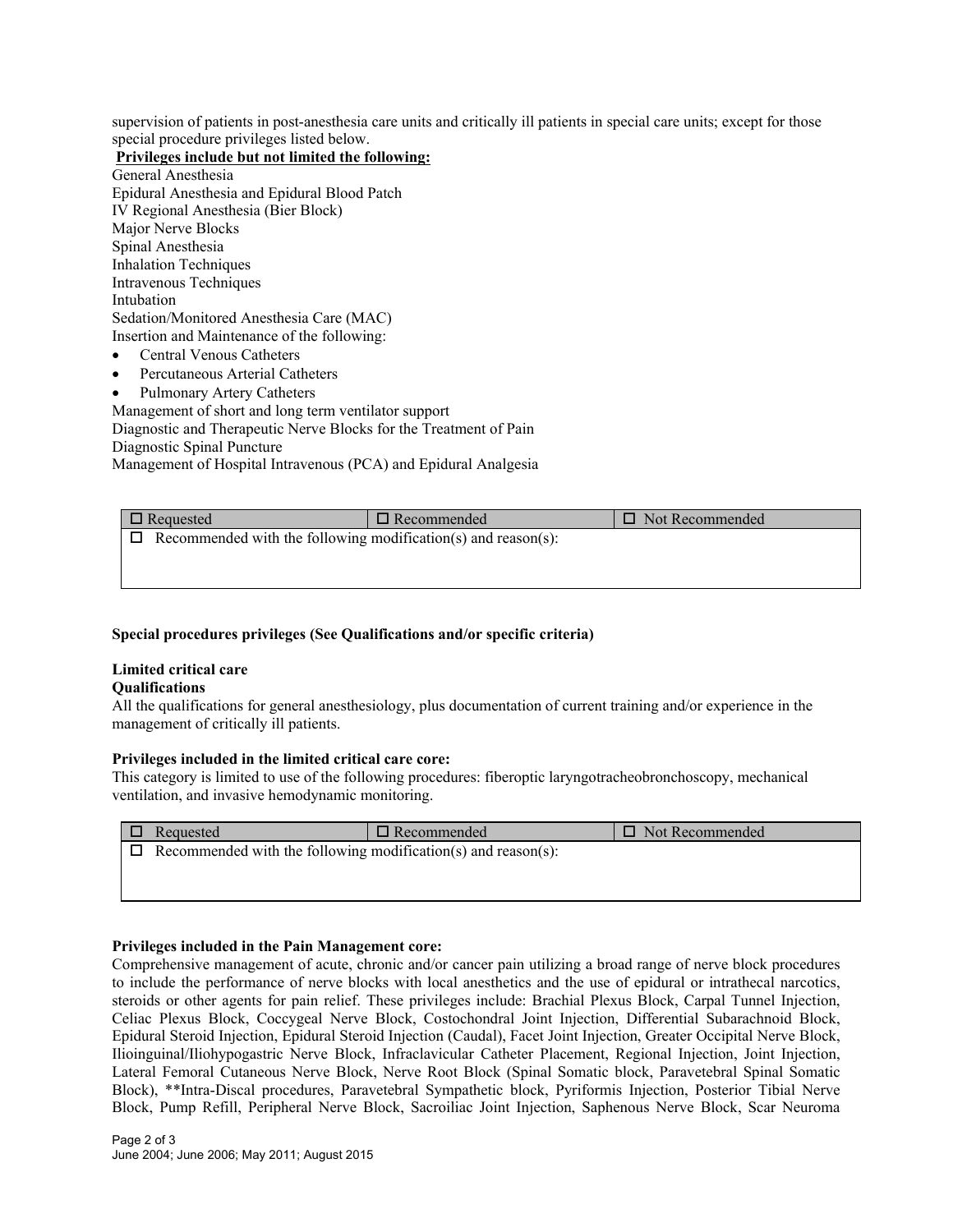supervision of patients in post-anesthesia care units and critically ill patients in special care units; except for those special procedure privileges listed below.

**Privileges include but not limited the following:**

General Anesthesia
Epidural Anesthesia and Epidural Blood Patch
IV Regional Anesthesia (Bier Block)
Major Nerve Blocks
Spinal Anesthesia
Inhalation Techniques
Intravenous Techniques
Intubation
Sedation/Monitored Anesthesia Care (MAC)
Insertion and Maintenance of the following:

- Central Venous Catheters
- Percutaneous Arterial Catheters
- Pulmonary Artery Catheters

Management of short and long term ventilator support
Diagnostic and Therapeutic Nerve Blocks for the Treatment of Pain
Diagnostic Spinal Puncture
Management of Hospital Intravenous (PCA) and Epidural Analgesia

| ☐ Requested | ☐ Recommended | ☐ Not Recommended |
|---|---|---|
| ☐ Recommended with the following modification(s) and reason(s): | | |

**Special procedures privileges (See Qualifications and/or specific criteria)**

**Limited critical care**

**Qualifications**

All the qualifications for general anesthesiology, plus documentation of current training and/or experience in the management of critically ill patients.

**Privileges included in the limited critical care core:**

This category is limited to use of the following procedures: fiberoptic laryngotracheobronchoscopy, mechanical ventilation, and invasive hemodynamic monitoring.

| ☐ Requested | ☐ Recommended | ☐ Not Recommended |
|---|---|---|
| ☐ Recommended with the following modification(s) and reason(s): | | |

**Privileges included in the Pain Management core:**

Comprehensive management of acute, chronic and/or cancer pain utilizing a broad range of nerve block procedures to include the performance of nerve blocks with local anesthetics and the use of epidural or intrathecal narcotics, steroids or other agents for pain relief. These privileges include: Brachial Plexus Block, Carpal Tunnel Injection, Celiac Plexus Block, Coccygeal Nerve Block, Costochondral Joint Injection, Differential Subarachnoid Block, Epidural Steroid Injection, Epidural Steroid Injection (Caudal), Facet Joint Injection, Greater Occipital Nerve Block, Ilioinguinal/Iliohypogastric Nerve Block, Infraclavicular Catheter Placement, Regional Injection, Joint Injection, Lateral Femoral Cutaneous Nerve Block, Nerve Root Block (Spinal Somatic block, Paravetebral Spinal Somatic Block), **Intra-Discal procedures, Paravetebral Sympathetic block, Pyriformis Injection, Posterior Tibial Nerve Block, Pump Refill, Peripheral Nerve Block, Sacroiliac Joint Injection, Saphenous Nerve Block, Scar Neuroma

June 2004; June 2006; May 2011; August 2015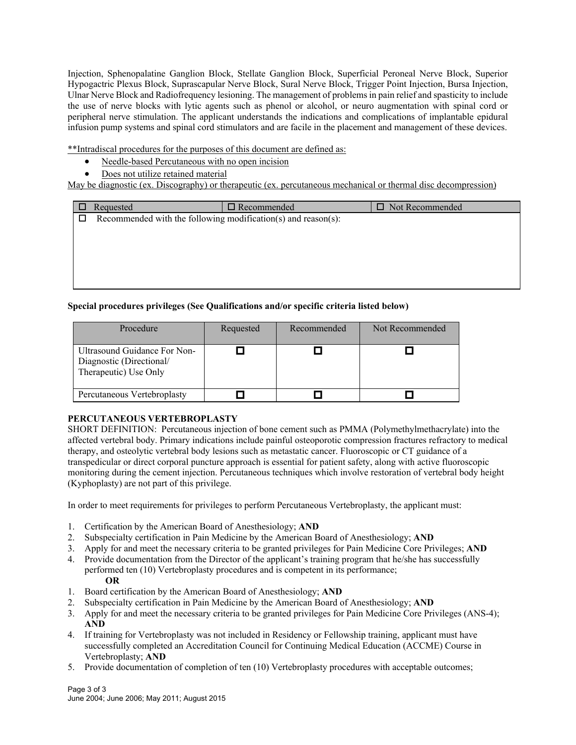Injection, Sphenopalatine Ganglion Block, Stellate Ganglion Block, Superficial Peroneal Nerve Block, Superior Hypogactric Plexus Block, Suprascapular Nerve Block, Sural Nerve Block, Trigger Point Injection, Bursa Injection, Ulnar Nerve Block and Radiofrequency lesioning. The management of problems in pain relief and spasticity to include the use of nerve blocks with lytic agents such as phenol or alcohol, or neuro augmentation with spinal cord or peripheral nerve stimulation. The applicant understands the indications and complications of implantable epidural infusion pump systems and spinal cord stimulators and are facile in the placement and management of these devices.

**Intradiscal procedures for the purposes of this document are defined as:

- Needle-based Percutaneous with no open incision
- Does not utilize retained material

May be diagnostic (ex. Discography) or therapeutic (ex. percutaneous mechanical or thermal disc decompression)

| ☐ Requested | ☐ Recommended | ☐ Not Recommended |
|---|---|---|
| ☐ Recommended with the following modification(s) and reason(s): | | |

**Special procedures privileges (See Qualifications and/or specific criteria listed below)**

| Procedure | Requested | Recommended | Not Recommended |
|---|---|---|---|
| Ultrasound Guidance For Non-Diagnostic (Directional/ Therapeutic) Use Only | ☐ | ☐ | ☐ |
| Percutaneous Vertebroplasty | ☐ | ☐ | ☐ |

**PERCUTANEOUS VERTEBROPLASTY**

SHORT DEFINITION: Percutaneous injection of bone cement such as PMMA (Polymethylmethacrylate) into the affected vertebral body. Primary indications include painful osteoporotic compression fractures refractory to medical therapy, and osteolytic vertebral body lesions such as metastatic cancer. Fluoroscopic or CT guidance of a transpedicular or direct corporal puncture approach is essential for patient safety, along with active fluoroscopic monitoring during the cement injection. Percutaneous techniques which involve restoration of vertebral body height (Kyphoplasty) are not part of this privilege.

In order to meet requirements for privileges to perform Percutaneous Vertebroplasty, the applicant must:

1. Certification by the American Board of Anesthesiology; **AND**
2. Subspecialty certification in Pain Medicine by the American Board of Anesthesiology; **AND**
3. Apply for and meet the necessary criteria to be granted privileges for Pain Medicine Core Privileges; **AND**
4. Provide documentation from the Director of the applicant's training program that he/she has successfully performed ten (10) Vertebroplasty procedures and is competent in its performance;

   **OR**

1. Board certification by the American Board of Anesthesiology; **AND**
2. Subspecialty certification in Pain Medicine by the American Board of Anesthesiology; **AND**
3. Apply for and meet the necessary criteria to be granted privileges for Pain Medicine Core Privileges (ANS-4); **AND**
4. If training for Vertebroplasty was not included in Residency or Fellowship training, applicant must have successfully completed an Accreditation Council for Continuing Medical Education (ACCME) Course in Vertebroplasty; **AND**
5. Provide documentation of completion of ten (10) Vertebroplasty procedures with acceptable outcomes;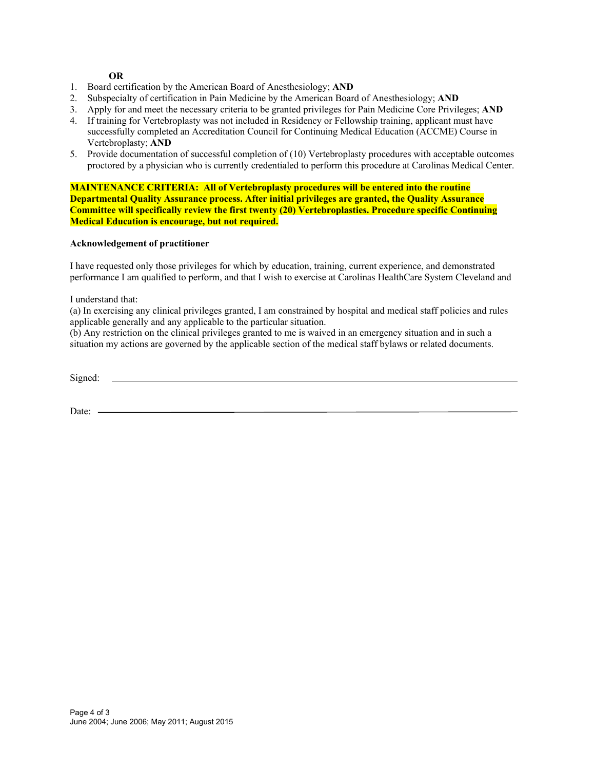**OR**

1. Board certification by the American Board of Anesthesiology; **AND**
2. Subspecialty of certification in Pain Medicine by the American Board of Anesthesiology; **AND**
3. Apply for and meet the necessary criteria to be granted privileges for Pain Medicine Core Privileges; **AND**
4. If training for Vertebroplasty was not included in Residency or Fellowship training, applicant must have successfully completed an Accreditation Council for Continuing Medical Education (ACCME) Course in Vertebroplasty; **AND**
5. Provide documentation of successful completion of (10) Vertebroplasty procedures with acceptable outcomes proctored by a physician who is currently credentialed to perform this procedure at Carolinas Medical Center.

**MAINTENANCE CRITERIA: All of Vertebroplasty procedures will be entered into the routine Departmental Quality Assurance process. After initial privileges are granted, the Quality Assurance Committee will specifically review the first twenty (20) Vertebroplasties. Procedure specific Continuing Medical Education is encourage, but not required.**

**Acknowledgement of practitioner**

I have requested only those privileges for which by education, training, current experience, and demonstrated performance I am qualified to perform, and that I wish to exercise at Carolinas HealthCare System Cleveland and

I understand that:

(a) In exercising any clinical privileges granted, I am constrained by hospital and medical staff policies and rules applicable generally and any applicable to the particular situation.

(b) Any restriction on the clinical privileges granted to me is waived in an emergency situation and in such a situation my actions are governed by the applicable section of the medical staff bylaws or related documents.

Signed: ______________________________________________

Date: ______________________________________________

June 2004; June 2006; May 2011; August 2015